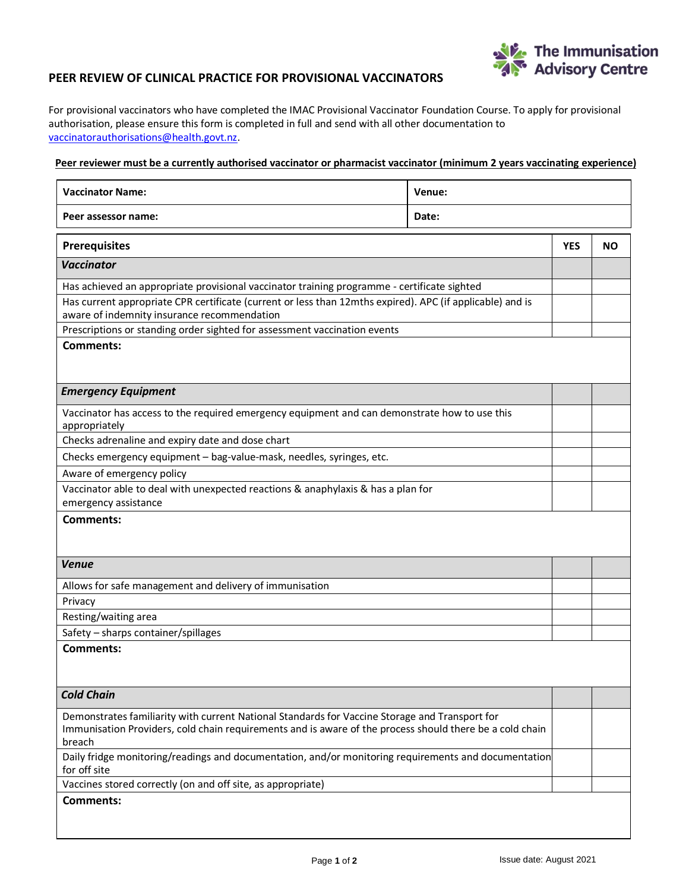# PEER REVIEW OF CLINICAL PRACTICE FOR PROVISIONAL VACCINATORS

The Immunisation Advisory Centre

For provisional vaccinators who have completed the IMAC Provisional Vaccinator Foundation Course. To apply for provisional authorisation, please ensure this form is completed in full and send with all other documentation to vaccinatorauthorisations@health.govt.nz.

**Peer reviewer must be a currently authorised vaccinator or pharmacist vaccinator (minimum 2 years vaccinating experience)**

| | |
|---|---|
| **Vaccinator Name:** | **Venue:** |
| **Peer assessor name:** | **Date:** |

| **Prerequisites** | **YES** | **NO** |
|---|---|---|
| ***Vaccinator*** | | |
| Has achieved an appropriate provisional vaccinator training programme - certificate sighted | | |
| Has current appropriate CPR certificate (current or less than 12mths expired). APC (if applicable) and is aware of indemnity insurance recommendation | | |
| Prescriptions or standing order sighted for assessment vaccination events | | |
| **Comments:** | | |
| ***Emergency Equipment*** | | |
| Vaccinator has access to the required emergency equipment and can demonstrate how to use this appropriately | | |
| Checks adrenaline and expiry date and dose chart | | |
| Checks emergency equipment – bag-value-mask, needles, syringes, etc. | | |
| Aware of emergency policy | | |
| Vaccinator able to deal with unexpected reactions & anaphylaxis & has a plan for emergency assistance | | |
| **Comments:** | | |
| ***Venue*** | | |
| Allows for safe management and delivery of immunisation | | |
| Privacy | | |
| Resting/waiting area | | |
| Safety – sharps container/spillages | | |
| **Comments:** | | |
| ***Cold Chain*** | | |
| Demonstrates familiarity with current National Standards for Vaccine Storage and Transport for Immunisation Providers, cold chain requirements and is aware of the process should there be a cold chain breach | | |
| Daily fridge monitoring/readings and documentation, and/or monitoring requirements and documentation for off site | | |
| Vaccines stored correctly (on and off site, as appropriate) | | |
| **Comments:** | | |

Issue date: August 2021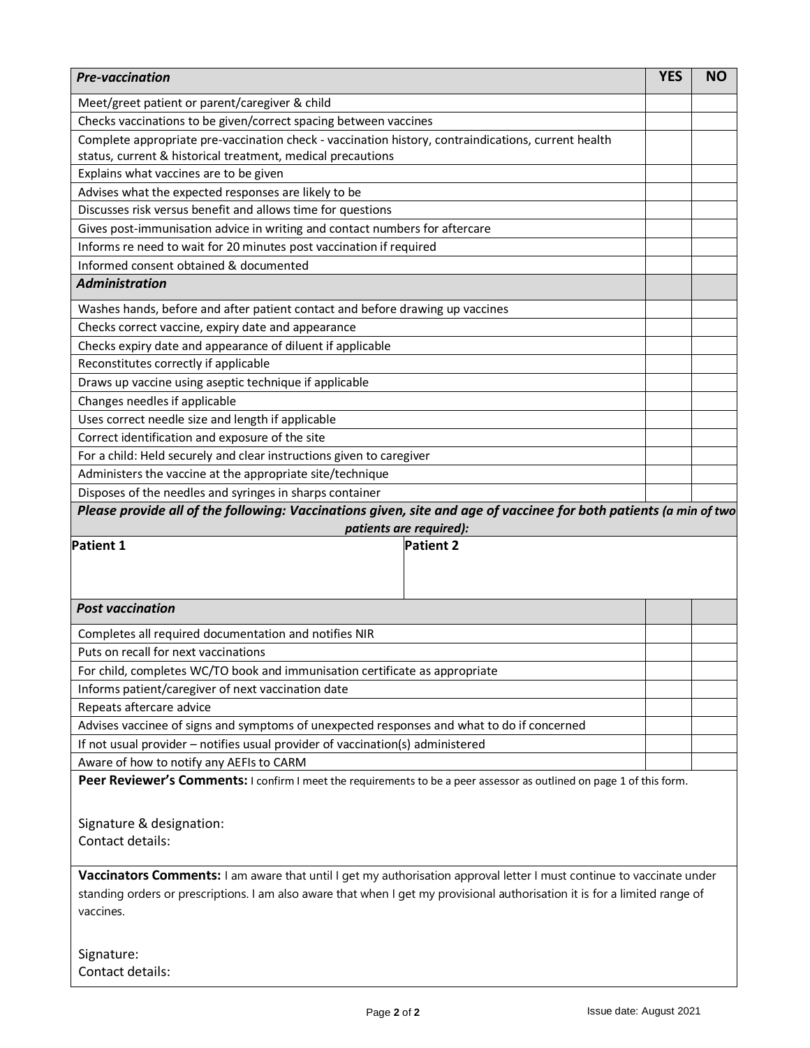| *Pre-vaccination* | YES | NO |
| --- | --- | --- |
| Meet/greet patient or parent/caregiver & child | | |
| Checks vaccinations to be given/correct spacing between vaccines | | |
| Complete appropriate pre-vaccination check - vaccination history, contraindications, current health status, current & historical treatment, medical precautions | | |
| Explains what vaccines are to be given | | |
| Advises what the expected responses are likely to be | | |
| Discusses risk versus benefit and allows time for questions | | |
| Gives post-immunisation advice in writing and contact numbers for aftercare | | |
| Informs re need to wait for 20 minutes post vaccination if required | | |
| Informed consent obtained & documented | | |
| ***Administration*** | | |
| Washes hands, before and after patient contact and before drawing up vaccines | | |
| Checks correct vaccine, expiry date and appearance | | |
| Checks expiry date and appearance of diluent if applicable | | |
| Reconstitutes correctly if applicable | | |
| Draws up vaccine using aseptic technique if applicable | | |
| Changes needles if applicable | | |
| Uses correct needle size and length if applicable | | |
| Correct identification and exposure of the site | | |
| For a child: Held securely and clear instructions given to caregiver | | |
| Administers the vaccine at the appropriate site/technique | | |
| Disposes of the needles and syringes in sharps container | | |

***Please provide all of the following: Vaccinations given, site and age of vaccinee for both patients (a min of two patients are required):***

| **Patient 1** | **Patient 2** |
| --- | --- |
| | |

| *Post vaccination* | | |
| --- | --- | --- |
| Completes all required documentation and notifies NIR | | |
| Puts on recall for next vaccinations | | |
| For child, completes WC/TO book and immunisation certificate as appropriate | | |
| Informs patient/caregiver of next vaccination date | | |
| Repeats aftercare advice | | |
| Advises vaccinee of signs and symptoms of unexpected responses and what to do if concerned | | |
| If not usual provider – notifies usual provider of vaccination(s) administered | | |
| Aware of how to notify any AEFIs to CARM | | |

**Peer Reviewer's Comments:** I confirm I meet the requirements to be a peer assessor as outlined on page 1 of this form.

Signature & designation:

Contact details:

**Vaccinators Comments:** I am aware that until I get my authorisation approval letter I must continue to vaccinate under standing orders or prescriptions. I am also aware that when I get my provisional authorisation it is for a limited range of vaccines.

Signature:

Contact details:

Issue date: August 2021